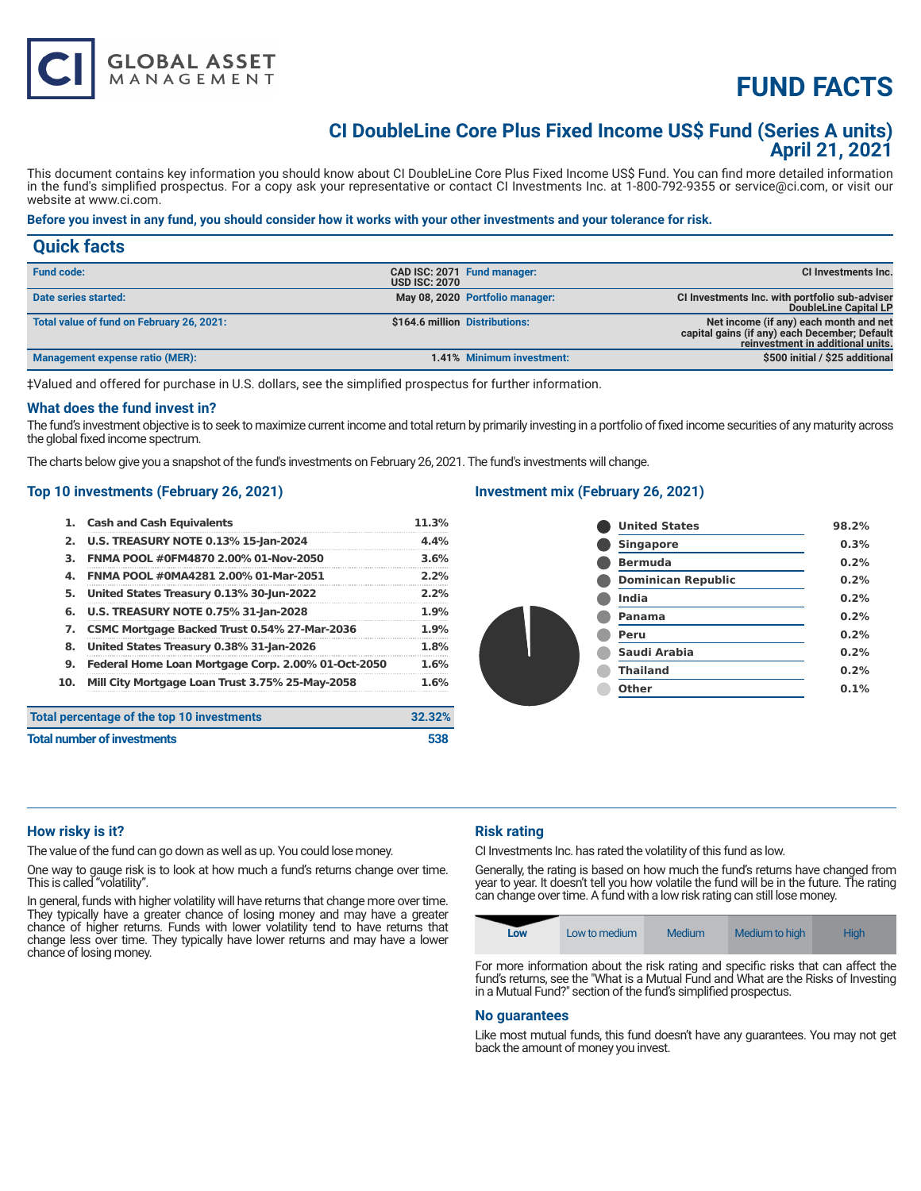CI GLOBAL ASSET MANAGEMENT

# FUND FACTS

## CI DoubleLine Core Plus Fixed Income US$ Fund (Series A units)
## April 21, 2021

This document contains key information you should know about CI DoubleLine Core Plus Fixed Income US$ Fund. You can find more detailed information in the fund's simplified prospectus. For a copy ask your representative or contact CI Investments Inc. at 1-800-792-9355 or service@ci.com, or visit our website at www.ci.com.

**Before you invest in any fund, you should consider how it works with your other investments and your tolerance for risk.**

## Quick facts

| | | | |
|---|---|---|---|
| **Fund code:** | CAD ISC: 2071<br>USD ISC: 2070 | **Fund manager:** | CI Investments Inc. |
| **Date series started:** | May 08, 2020 | **Portfolio manager:** | CI Investments Inc. with portfolio sub-adviser DoubleLine Capital LP |
| **Total value of fund on February 26, 2021:** | $164.6 million | **Distributions:** | Net income (if any) each month and net capital gains (if any) each December; Default reinvestment in additional units. |
| **Management expense ratio (MER):** | 1.41% | **Minimum investment:** | $500 initial / $25 additional |

‡Valued and offered for purchase in U.S. dollars, see the simplified prospectus for further information.

### What does the fund invest in?

The fund's investment objective is to seek to maximize current income and total return by primarily investing in a portfolio of fixed income securities of any maturity across the global fixed income spectrum.

The charts below give you a snapshot of the fund's investments on February 26, 2021. The fund's investments will change.

### Top 10 investments (February 26, 2021)

| | | |
|---|---|---|
| 1. | Cash and Cash Equivalents | 11.3% |
| 2. | U.S. TREASURY NOTE 0.13% 15-Jan-2024 | 4.4% |
| 3. | FNMA POOL #0FM4870 2.00% 01-Nov-2050 | 3.6% |
| 4. | FNMA POOL #0MA4281 2.00% 01-Mar-2051 | 2.2% |
| 5. | United States Treasury 0.13% 30-Jun-2022 | 2.2% |
| 6. | U.S. TREASURY NOTE 0.75% 31-Jan-2028 | 1.9% |
| 7. | CSMC Mortgage Backed Trust 0.54% 27-Mar-2036 | 1.9% |
| 8. | United States Treasury 0.38% 31-Jan-2026 | 1.8% |
| 9. | Federal Home Loan Mortgage Corp. 2.00% 01-Oct-2050 | 1.6% |
| 10. | Mill City Mortgage Loan Trust 3.75% 25-May-2058 | 1.6% |

| | |
|---|---|
| **Total percentage of the top 10 investments** | **32.32%** |
| **Total number of investments** | **538** |

### Investment mix (February 26, 2021)

| | |
|---|---|
| United States | 98.2% |
| Singapore | 0.3% |
| Bermuda | 0.2% |
| Dominican Republic | 0.2% |
| India | 0.2% |
| Panama | 0.2% |
| Peru | 0.2% |
| Saudi Arabia | 0.2% |
| Thailand | 0.2% |
| Other | 0.1% |

### How risky is it?

The value of the fund can go down as well as up. You could lose money.

One way to gauge risk is to look at how much a fund's returns change over time. This is called "volatility".

In general, funds with higher volatility will have returns that change more over time. They typically have a greater chance of losing money and may have a greater chance of higher returns. Funds with lower volatility tend to have returns that change less over time. They typically have lower returns and may have a lower chance of losing money.

### Risk rating

CI Investments Inc. has rated the volatility of this fund as low.

Generally, the rating is based on how much the fund's returns have changed from year to year. It doesn't tell you how volatile the fund will be in the future. The rating can change over time. A fund with a low risk rating can still lose money.

| **Low** | Low to medium | Medium | Medium to high | High |
|---|---|---|---|---|

For more information about the risk rating and specific risks that can affect the fund's returns, see the "What is a Mutual Fund and What are the Risks of Investing in a Mutual Fund?" section of the fund's simplified prospectus.

### No guarantees

Like most mutual funds, this fund doesn't have any guarantees. You may not get back the amount of money you invest.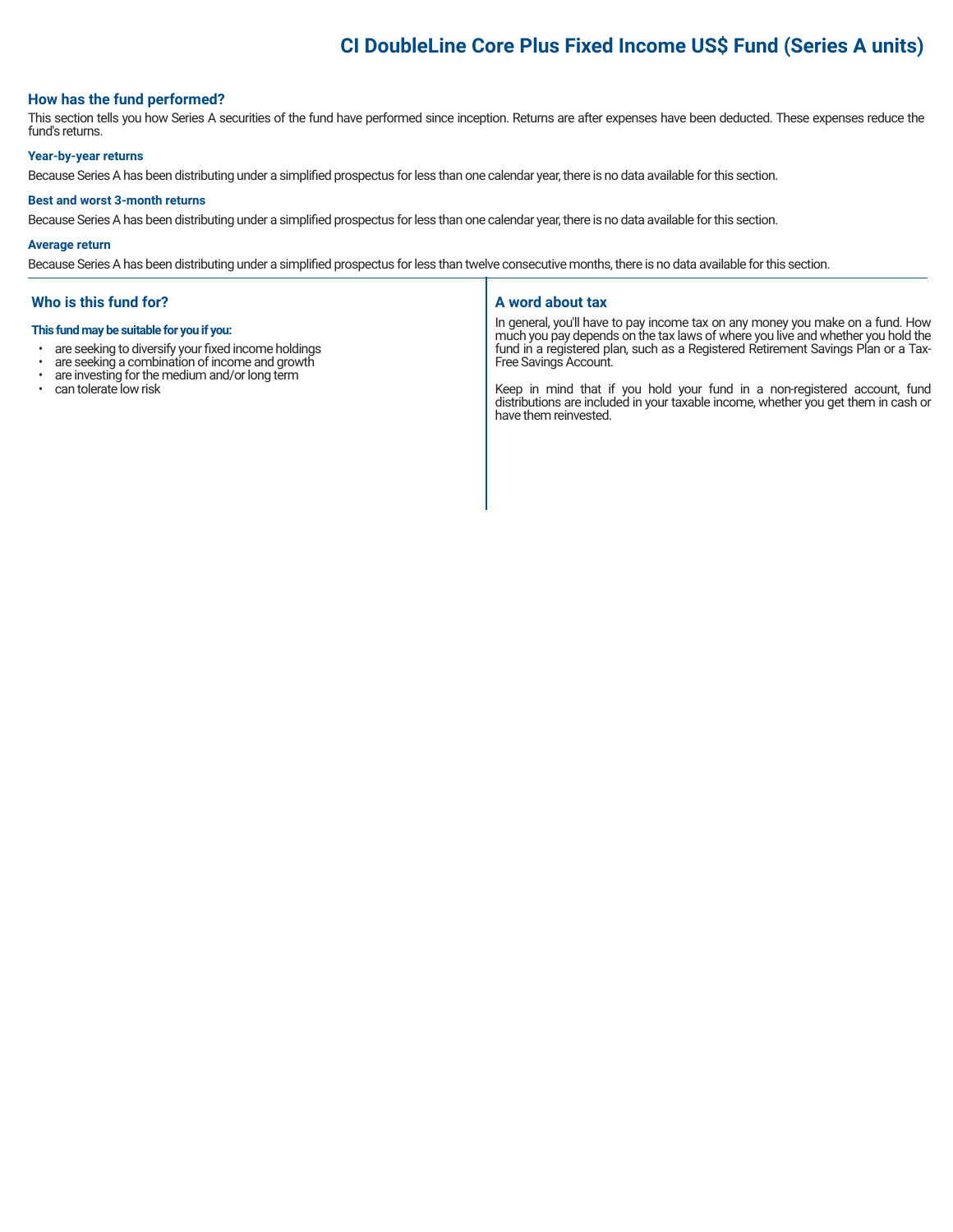# CI DoubleLine Core Plus Fixed Income US$ Fund (Series A units)

## How has the fund performed?

This section tells you how Series A securities of the fund have performed since inception. Returns are after expenses have been deducted. These expenses reduce the fund's returns.

### Year-by-year returns

Because Series A has been distributing under a simplified prospectus for less than one calendar year, there is no data available for this section.

### Best and worst 3-month returns

Because Series A has been distributing under a simplified prospectus for less than one calendar year, there is no data available for this section.

### Average return

Because Series A has been distributing under a simplified prospectus for less than twelve consecutive months, there is no data available for this section.

## Who is this fund for?

**This fund may be suitable for you if you:**

- are seeking to diversify your fixed income holdings
- are seeking a combination of income and growth
- are investing for the medium and/or long term
- can tolerate low risk

## A word about tax

In general, you'll have to pay income tax on any money you make on a fund. How much you pay depends on the tax laws of where you live and whether you hold the fund in a registered plan, such as a Registered Retirement Savings Plan or a Tax-Free Savings Account.

Keep in mind that if you hold your fund in a non-registered account, fund distributions are included in your taxable income, whether you get them in cash or have them reinvested.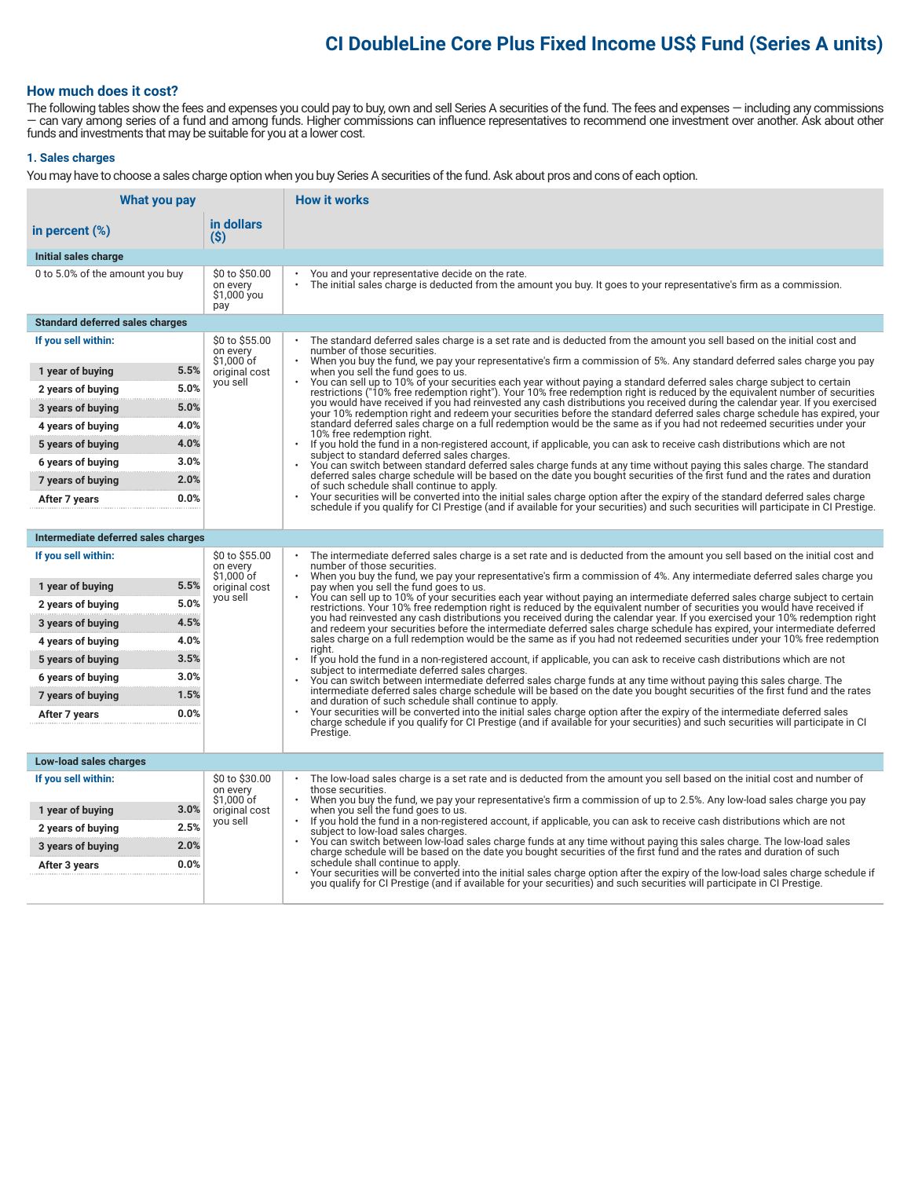## CI DoubleLine Core Plus Fixed Income US$ Fund (Series A units)

### How much does it cost?

The following tables show the fees and expenses you could pay to buy, own and sell Series A securities of the fund. The fees and expenses — including any commissions — can vary among series of a fund and among funds. Higher commissions can influence representatives to recommend one investment over another. Ask about other funds and investments that may be suitable for you at a lower cost.

#### 1. Sales charges

You may have to choose a sales charge option when you buy Series A securities of the fund. Ask about pros and cons of each option.

| What you pay | | | How it works |
|---|---|---|---|
| in percent (%) | | in dollars ($) | |
| **Initial sales charge** | | | |
| 0 to 5.0% of the amount you buy | | $0 to $50.00 on every $1,000 you pay | • You and your representative decide on the rate.<br>• The initial sales charge is deducted from the amount you buy. It goes to your representative's firm as a commission. |
| **Standard deferred sales charges** | | | |
| **If you sell within:** | | $0 to $55.00 on every $1,000 of original cost you sell | • The standard deferred sales charge is a set rate and is deducted from the amount you sell based on the initial cost and number of those securities.<br>• When you buy the fund, we pay your representative's firm a commission of 5%. Any standard deferred sales charge you pay when you sell the fund goes to us.<br>• You can sell up to 10% of your securities each year without paying a standard deferred sales charge subject to certain restrictions ("10% free redemption right"). Your 10% free redemption right is reduced by the equivalent number of securities you would have received if you had reinvested any cash distributions you received during the calendar year. If you exercised your 10% redemption right and redeem your securities before the standard deferred sales charge schedule has expired, your standard deferred sales charge on a full redemption would be the same as if you had not redeemed securities under your 10% free redemption right.<br>• If you hold the fund in a non-registered account, if applicable, you can ask to receive cash distributions which are not subject to standard deferred sales charges.<br>• You can switch between standard deferred sales charge funds at any time without paying this sales charge. The standard deferred sales charge schedule will be based on the date you bought securities of the first fund and the rates and duration of such schedule shall continue to apply.<br>• Your securities will be converted into the initial sales charge option after the expiry of the standard deferred sales charge schedule if you qualify for CI Prestige (and if available for your securities) and such securities will participate in CI Prestige. |
| **1 year of buying** | **5.5%** | | |
| **2 years of buying** | **5.0%** | | |
| **3 years of buying** | **5.0%** | | |
| **4 years of buying** | **4.0%** | | |
| **5 years of buying** | **4.0%** | | |
| **6 years of buying** | **3.0%** | | |
| **7 years of buying** | **2.0%** | | |
| **After 7 years** | **0.0%** | | |
| **Intermediate deferred sales charges** | | | |
| **If you sell within:** | | $0 to $55.00 on every $1,000 of original cost you sell | • The intermediate deferred sales charge is a set rate and is deducted from the amount you sell based on the initial cost and number of those securities.<br>• When you buy the fund, we pay your representative's firm a commission of 4%. Any intermediate deferred sales charge you pay when you sell the fund goes to us.<br>• You can sell up to 10% of your securities each year without paying an intermediate deferred sales charge subject to certain restrictions. Your 10% free redemption right is reduced by the equivalent number of securities you would have received if you had reinvested any cash distributions you received during the calendar year. If you exercised your 10% redemption right and redeem your securities before the intermediate deferred sales charge schedule has expired, your intermediate deferred sales charge on a full redemption would be the same as if you had not redeemed securities under your 10% free redemption right.<br>• If you hold the fund in a non-registered account, if applicable, you can ask to receive cash distributions which are not subject to intermediate deferred sales charges.<br>• You can switch between intermediate deferred sales charge funds at any time without paying this sales charge. The intermediate deferred sales charge schedule will be based on the date you bought securities of the first fund and the rates and duration of such schedule shall continue to apply.<br>• Your securities will be converted into the initial sales charge option after the expiry of the intermediate deferred sales charge schedule if you qualify for CI Prestige (and if available for your securities) and such securities will participate in CI Prestige. |
| **1 year of buying** | **5.5%** | | |
| **2 years of buying** | **5.0%** | | |
| **3 years of buying** | **4.5%** | | |
| **4 years of buying** | **4.0%** | | |
| **5 years of buying** | **3.5%** | | |
| **6 years of buying** | **3.0%** | | |
| **7 years of buying** | **1.5%** | | |
| **After 7 years** | **0.0%** | | |
| **Low-load sales charges** | | | |
| **If you sell within:** | | $0 to $30.00 on every $1,000 of original cost you sell | • The low-load sales charge is a set rate and is deducted from the amount you sell based on the initial cost and number of those securities.<br>• When you buy the fund, we pay your representative's firm a commission of up to 2.5%. Any low-load sales charge you pay when you sell the fund goes to us.<br>• If you hold the fund in a non-registered account, if applicable, you can ask to receive cash distributions which are not subject to low-load sales charges.<br>• You can switch between low-load sales charge funds at any time without paying this sales charge. The low-load sales charge schedule will be based on the date you bought securities of the first fund and the rates and duration of such schedule shall continue to apply.<br>• Your securities will be converted into the initial sales charge option after the expiry of the low-load sales charge schedule if you qualify for CI Prestige (and if available for your securities) and such securities will participate in CI Prestige. |
| **1 year of buying** | **3.0%** | | |
| **2 years of buying** | **2.5%** | | |
| **3 years of buying** | **2.0%** | | |
| **After 3 years** | **0.0%** | | |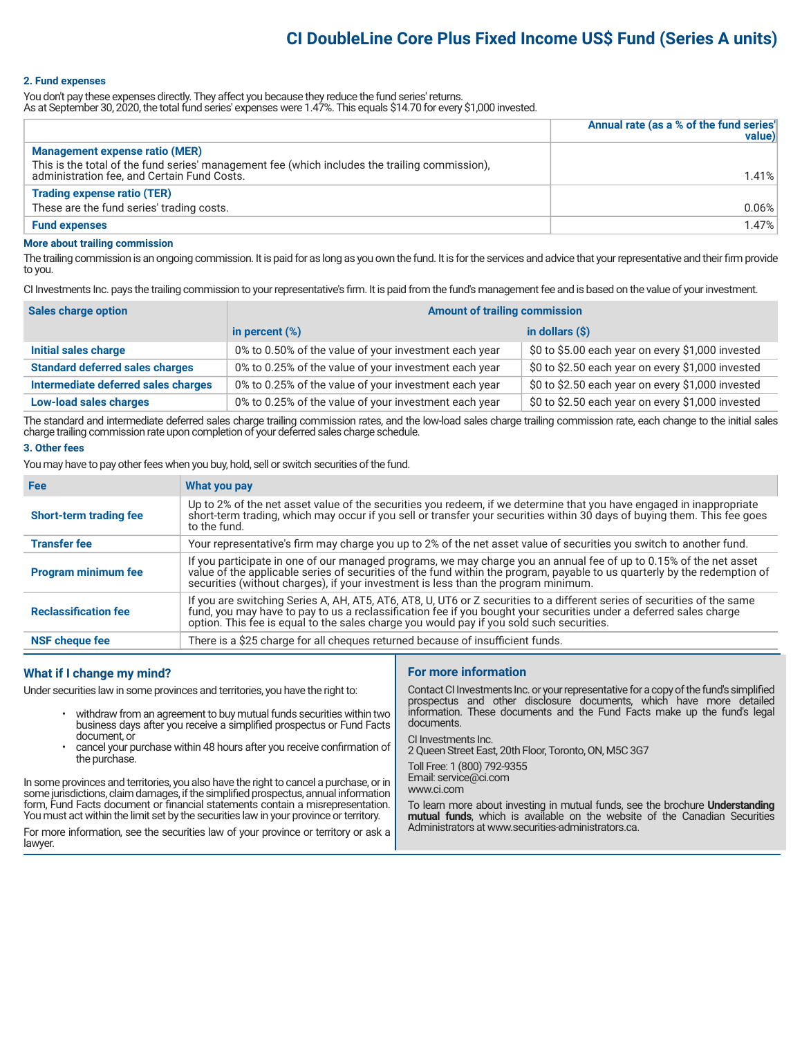# CI DoubleLine Core Plus Fixed Income US$ Fund (Series A units)

### 2. Fund expenses

You don't pay these expenses directly. They affect you because they reduce the fund series' returns.
As at September 30, 2020, the total fund series' expenses were 1.47%. This equals $14.70 for every $1,000 invested.

| | Annual rate (as a % of the fund series' value) |
|---|---|
| **Management expense ratio (MER)**<br>This is the total of the fund series' management fee (which includes the trailing commission), administration fee, and Certain Fund Costs. | 1.41% |
| **Trading expense ratio (TER)**<br>These are the fund series' trading costs. | 0.06% |
| **Fund expenses** | 1.47% |

#### More about trailing commission

The trailing commission is an ongoing commission. It is paid for as long as you own the fund. It is for the services and advice that your representative and their firm provide to you.

CI Investments Inc. pays the trailing commission to your representative's firm. It is paid from the fund's management fee and is based on the value of your investment.

| Sales charge option | Amount of trailing commission | |
|---|---|---|
| | in percent (%) | in dollars ($) |
| Initial sales charge | 0% to 0.50% of the value of your investment each year | $0 to $5.00 each year on every $1,000 invested |
| Standard deferred sales charges | 0% to 0.25% of the value of your investment each year | $0 to $2.50 each year on every $1,000 invested |
| Intermediate deferred sales charges | 0% to 0.25% of the value of your investment each year | $0 to $2.50 each year on every $1,000 invested |
| Low-load sales charges | 0% to 0.25% of the value of your investment each year | $0 to $2.50 each year on every $1,000 invested |

The standard and intermediate deferred sales charge trailing commission rates, and the low-load sales charge trailing commission rate, each change to the initial sales charge trailing commission rate upon completion of your deferred sales charge schedule.

### 3. Other fees

You may have to pay other fees when you buy, hold, sell or switch securities of the fund.

| Fee | What you pay |
|---|---|
| Short-term trading fee | Up to 2% of the net asset value of the securities you redeem, if we determine that you have engaged in inappropriate short-term trading, which may occur if you sell or transfer your securities within 30 days of buying them. This fee goes to the fund. |
| Transfer fee | Your representative's firm may charge you up to 2% of the net asset value of securities you switch to another fund. |
| Program minimum fee | If you participate in one of our managed programs, we may charge you an annual fee of up to 0.15% of the net asset value of the applicable series of securities of the fund within the program, payable to us quarterly by the redemption of securities (without charges), if your investment is less than the program minimum. |
| Reclassification fee | If you are switching Series A, AH, AT5, AT6, AT8, U, UT6 or Z securities to a different series of securities of the same fund, you may have to pay to us a reclassification fee if you bought your securities under a deferred sales charge option. This fee is equal to the sales charge you would pay if you sold such securities. |
| NSF cheque fee | There is a $25 charge for all cheques returned because of insufficient funds. |

## What if I change my mind?

Under securities law in some provinces and territories, you have the right to:

- withdraw from an agreement to buy mutual funds securities within two business days after you receive a simplified prospectus or Fund Facts document, or
- cancel your purchase within 48 hours after you receive confirmation of the purchase.

In some provinces and territories, you also have the right to cancel a purchase, or in some jurisdictions, claim damages, if the simplified prospectus, annual information form, Fund Facts document or financial statements contain a misrepresentation. You must act within the limit set by the securities law in your province or territory.

For more information, see the securities law of your province or territory or ask a lawyer.

## For more information

Contact CI Investments Inc. or your representative for a copy of the fund's simplified prospectus and other disclosure documents, which have more detailed information. These documents and the Fund Facts make up the fund's legal documents.

CI Investments Inc.
2 Queen Street East, 20th Floor, Toronto, ON, M5C 3G7

Toll Free: 1 (800) 792-9355
Email: service@ci.com
www.ci.com

To learn more about investing in mutual funds, see the brochure **Understanding mutual funds**, which is available on the website of the Canadian Securities Administrators at www.securities-administrators.ca.